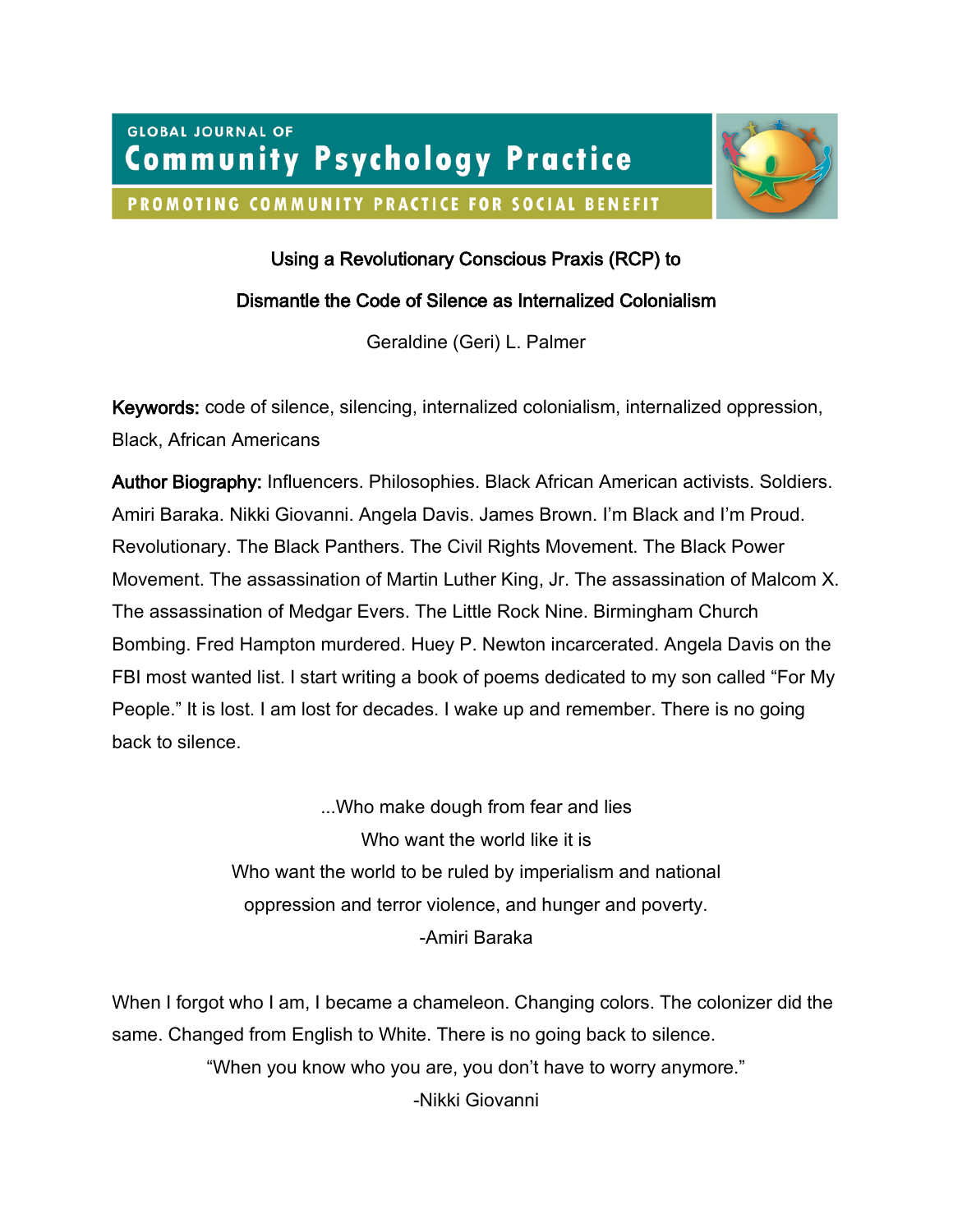# Using a Revolutionary Conscious Praxis (RCP) to Dismantle the Code of Silence as Internalized Colonialism

Geraldine (Geri) L. Palmer

**Keywords:** code of silence, silencing, internalized colonialism, internalized oppression, Black, African Americans

**Author Biography:** Influencers. Philosophies. Black African American activists. Soldiers. Amiri Baraka. Nikki Giovanni. Angela Davis. James Brown. I'm Black and I'm Proud. Revolutionary. The Black Panthers. The Civil Rights Movement. The Black Power Movement. The assassination of Martin Luther King, Jr. The assassination of Malcom X. The assassination of Medgar Evers. The Little Rock Nine. Birmingham Church Bombing. Fred Hampton murdered. Huey P. Newton incarcerated. Angela Davis on the FBI most wanted list. I start writing a book of poems dedicated to my son called "For My People." It is lost. I am lost for decades. I wake up and remember. There is no going back to silence.

...Who make dough from fear and lies  
Who want the world like it is  
Who want the world to be ruled by imperialism and national oppression and terror violence, and hunger and poverty.  
-Amiri Baraka

When I forgot who I am, I became a chameleon. Changing colors. The colonizer did the same. Changed from English to White. There is no going back to silence.

"When you know who you are, you don't have to worry anymore."  
-Nikki Giovanni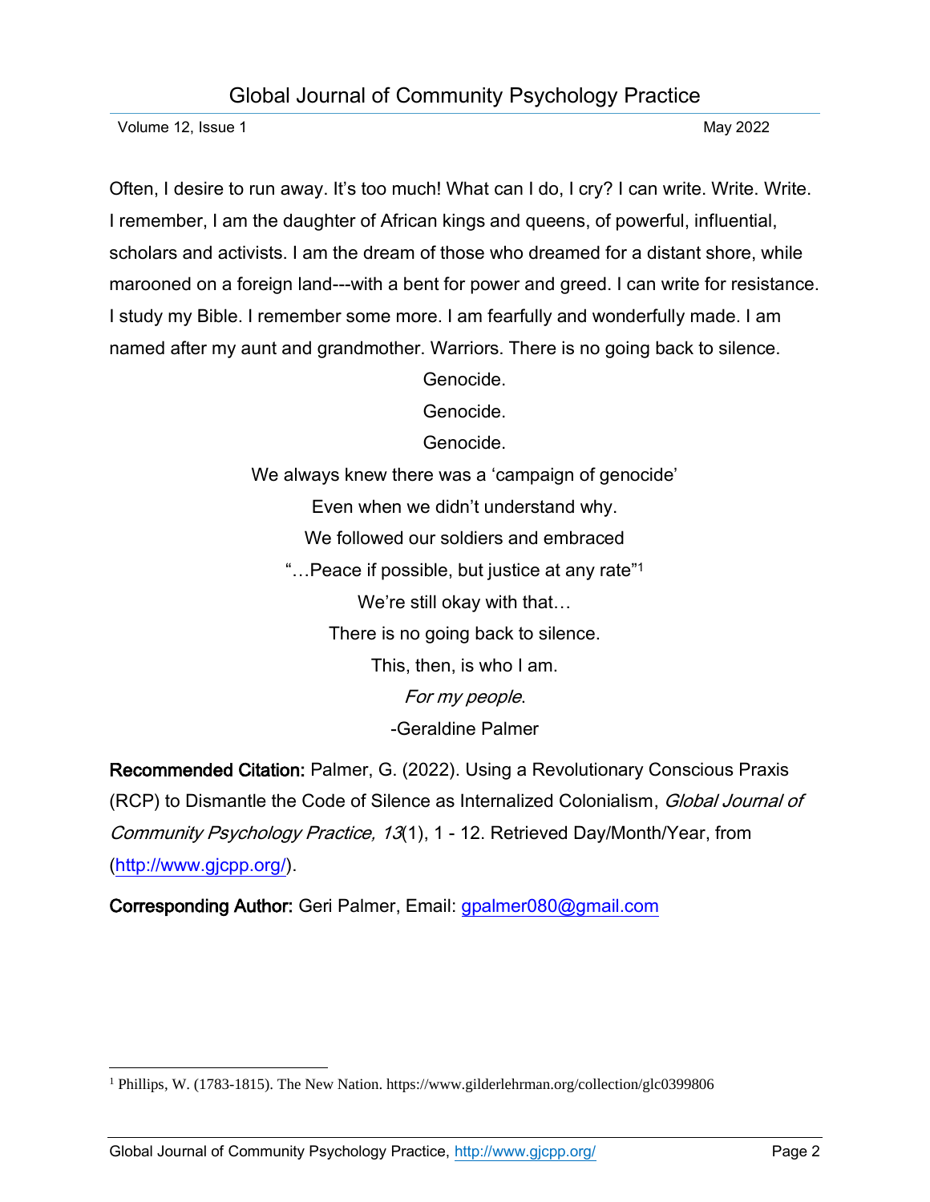Often, I desire to run away. It's too much! What can I do, I cry? I can write. Write. Write. I remember, I am the daughter of African kings and queens, of powerful, influential, scholars and activists. I am the dream of those who dreamed for a distant shore, while marooned on a foreign land---with a bent for power and greed. I can write for resistance. I study my Bible. I remember some more. I am fearfully and wonderfully made. I am named after my aunt and grandmother. Warriors. There is no going back to silence.

Genocide.

Genocide.

Genocide.

We always knew there was a 'campaign of genocide'

Even when we didn't understand why.

We followed our soldiers and embraced

"…Peace if possible, but justice at any rate"[1]

We're still okay with that…

There is no going back to silence.

This, then, is who I am.

*For my people*.

-Geraldine Palmer

**Recommended Citation:** Palmer, G. (2022). Using a Revolutionary Conscious Praxis (RCP) to Dismantle the Code of Silence as Internalized Colonialism, *Global Journal of Community Psychology Practice, 13*(1), 1 - 12. Retrieved Day/Month/Year, from (http://www.gjcpp.org/).

**Corresponding Author:** Geri Palmer, Email: gpalmer080@gmail.com

---

[1] Phillips, W. (1783-1815). The New Nation. https://www.gilderlehrman.org/collection/glc0399806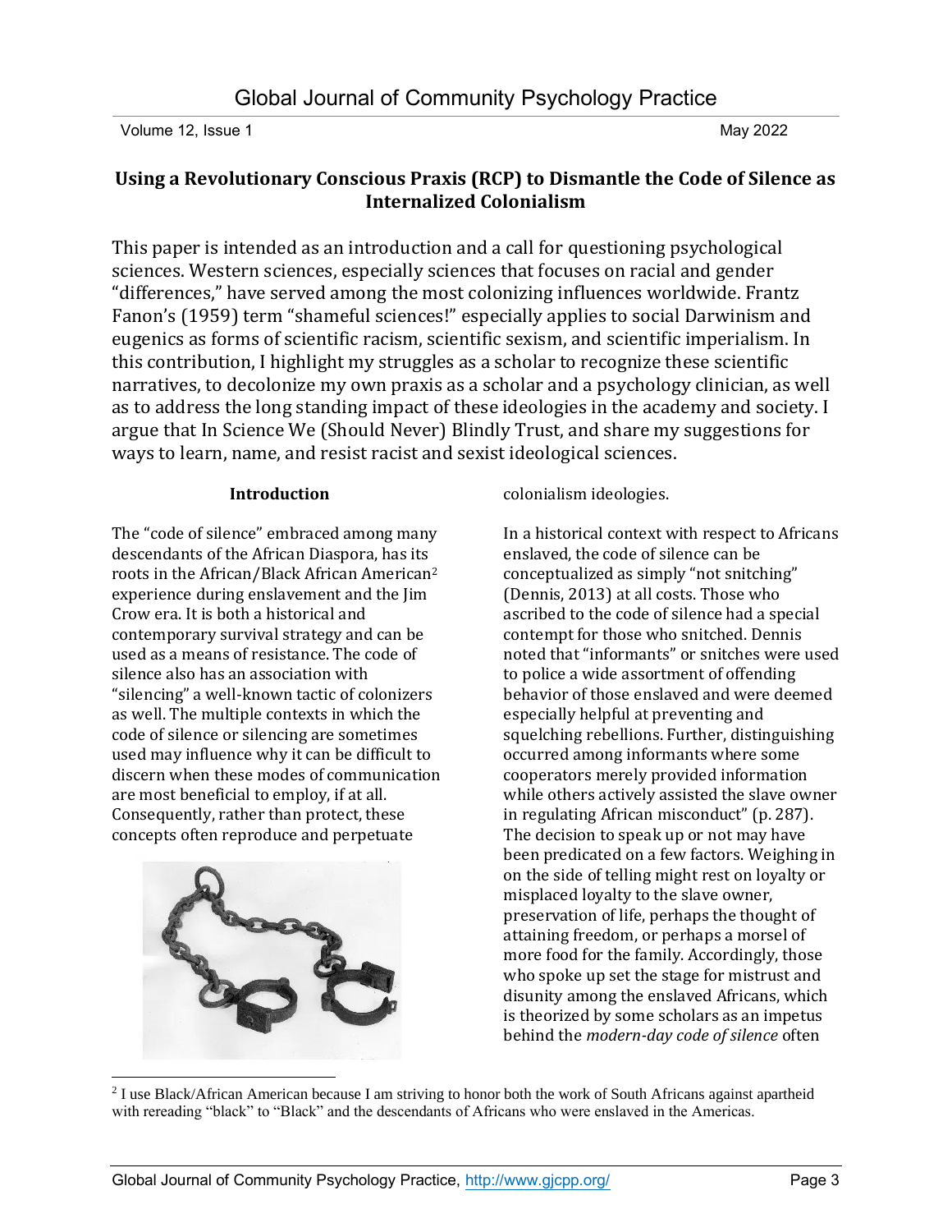## Using a Revolutionary Conscious Praxis (RCP) to Dismantle the Code of Silence as Internalized Colonialism

This paper is intended as an introduction and a call for questioning psychological sciences. Western sciences, especially sciences that focuses on racial and gender "differences," have served among the most colonizing influences worldwide. Frantz Fanon's (1959) term "shameful sciences!" especially applies to social Darwinism and eugenics as forms of scientific racism, scientific sexism, and scientific imperialism. In this contribution, I highlight my struggles as a scholar to recognize these scientific narratives, to decolonize my own praxis as a scholar and a psychology clinician, as well as to address the long standing impact of these ideologies in the academy and society. I argue that In Science We (Should Never) Blindly Trust, and share my suggestions for ways to learn, name, and resist racist and sexist ideological sciences.

### Introduction

The "code of silence" embraced among many descendants of the African Diaspora, has its roots in the African/Black African American[2] experience during enslavement and the Jim Crow era. It is both a historical and contemporary survival strategy and can be used as a means of resistance. The code of silence also has an association with "silencing" a well-known tactic of colonizers as well. The multiple contexts in which the code of silence or silencing are sometimes used may influence why it can be difficult to discern when these modes of communication are most beneficial to employ, if at all. Consequently, rather than protect, these concepts often reproduce and perpetuate colonialism ideologies.

In a historical context with respect to Africans enslaved, the code of silence can be conceptualized as simply "not snitching" (Dennis, 2013) at all costs. Those who ascribed to the code of silence had a special contempt for those who snitched. Dennis noted that "informants" or snitches were used to police a wide assortment of offending behavior of those enslaved and were deemed especially helpful at preventing and squelching rebellions. Further, distinguishing occurred among informants where some cooperators merely provided information while others actively assisted the slave owner in regulating African misconduct" (p. 287). The decision to speak up or not may have been predicated on a few factors. Weighing in on the side of telling might rest on loyalty or misplaced loyalty to the slave owner, preservation of life, perhaps the thought of attaining freedom, or perhaps a morsel of more food for the family. Accordingly, those who spoke up set the stage for mistrust and disunity among the enslaved Africans, which is theorized by some scholars as an impetus behind the *modern-day code of silence* often

[2] I use Black/African American because I am striving to honor both the work of South Africans against apartheid with rereading "black" to "Black" and the descendants of Africans who were enslaved in the Americas.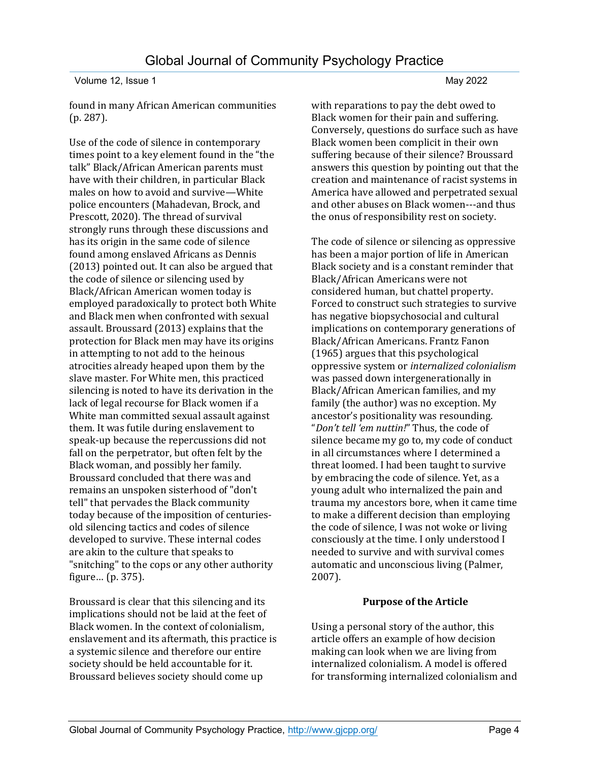found in many African American communities (p. 287).

Use of the code of silence in contemporary times point to a key element found in the "the talk" Black/African American parents must have with their children, in particular Black males on how to avoid and survive—White police encounters (Mahadevan, Brock, and Prescott, 2020). The thread of survival strongly runs through these discussions and has its origin in the same code of silence found among enslaved Africans as Dennis (2013) pointed out. It can also be argued that the code of silence or silencing used by Black/African American women today is employed paradoxically to protect both White and Black men when confronted with sexual assault. Broussard (2013) explains that the protection for Black men may have its origins in attempting to not add to the heinous atrocities already heaped upon them by the slave master. For White men, this practiced silencing is noted to have its derivation in the lack of legal recourse for Black women if a White man committed sexual assault against them. It was futile during enslavement to speak-up because the repercussions did not fall on the perpetrator, but often felt by the Black woman, and possibly her family. Broussard concluded that there was and remains an unspoken sisterhood of "don't tell" that pervades the Black community today because of the imposition of centuries-old silencing tactics and codes of silence developed to survive. These internal codes are akin to the culture that speaks to "snitching" to the cops or any other authority figure… (p. 375).

Broussard is clear that this silencing and its implications should not be laid at the feet of Black women. In the context of colonialism, enslavement and its aftermath, this practice is a systemic silence and therefore our entire society should be held accountable for it. Broussard believes society should come up with reparations to pay the debt owed to Black women for their pain and suffering. Conversely, questions do surface such as have Black women been complicit in their own suffering because of their silence? Broussard answers this question by pointing out that the creation and maintenance of racist systems in America have allowed and perpetrated sexual and other abuses on Black women---and thus the onus of responsibility rest on society.

The code of silence or silencing as oppressive has been a major portion of life in American Black society and is a constant reminder that Black/African Americans were not considered human, but chattel property. Forced to construct such strategies to survive has negative biopsychosocial and cultural implications on contemporary generations of Black/African Americans. Frantz Fanon (1965) argues that this psychological oppressive system or *internalized colonialism* was passed down intergenerationally in Black/African American families, and my family (the author) was no exception. My ancestor's positionality was resounding. "*Don't tell 'em nuttin!*" Thus, the code of silence became my go to, my code of conduct in all circumstances where I determined a threat loomed. I had been taught to survive by embracing the code of silence. Yet, as a young adult who internalized the pain and trauma my ancestors bore, when it came time to make a different decision than employing the code of silence, I was not woke or living consciously at the time. I only understood I needed to survive and with survival comes automatic and unconscious living (Palmer, 2007).

## Purpose of the Article

Using a personal story of the author, this article offers an example of how decision making can look when we are living from internalized colonialism. A model is offered for transforming internalized colonialism and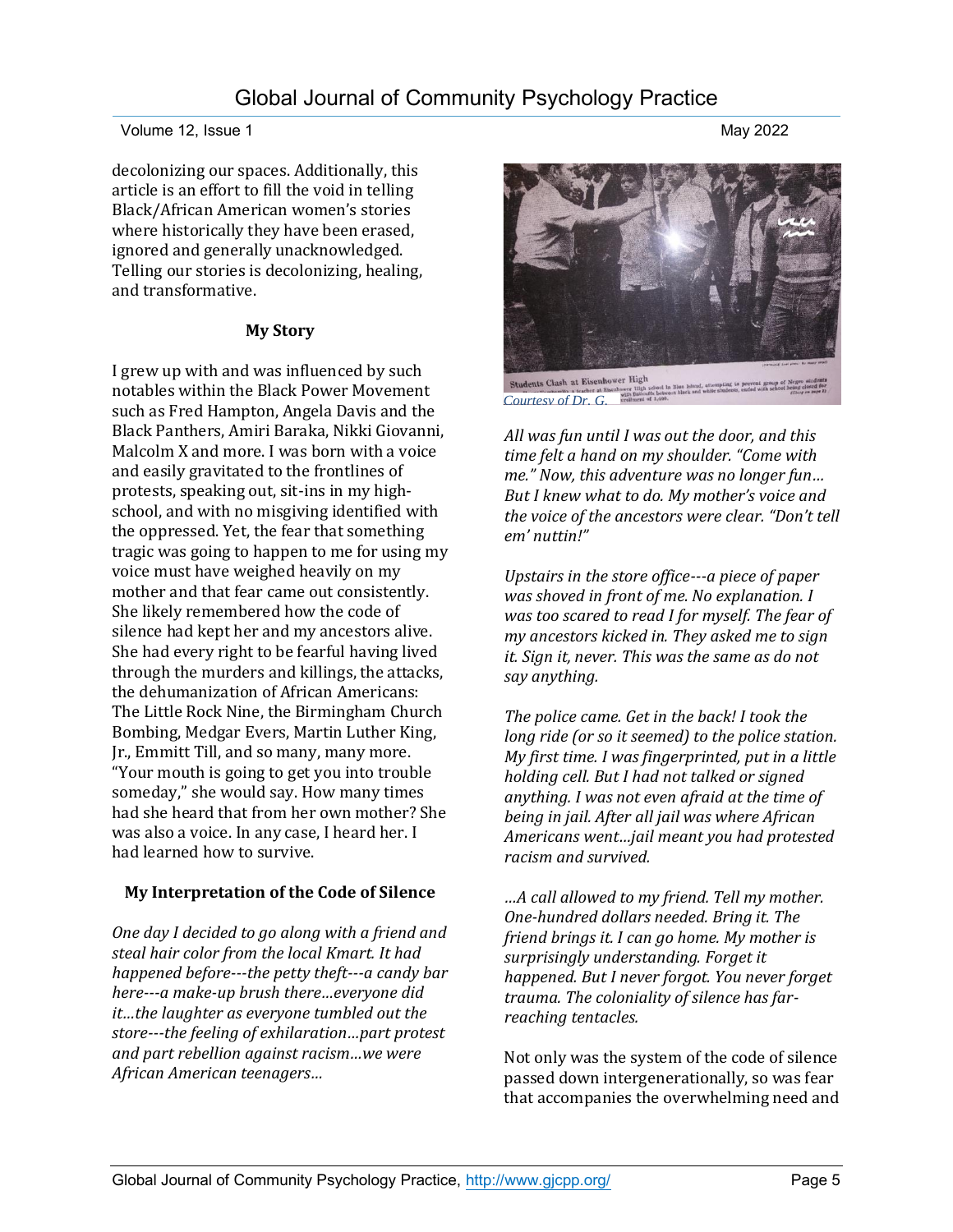decolonizing our spaces. Additionally, this article is an effort to fill the void in telling Black/African American women's stories where historically they have been erased, ignored and generally unacknowledged. Telling our stories is decolonizing, healing, and transformative.

### My Story

I grew up with and was influenced by such notables within the Black Power Movement such as Fred Hampton, Angela Davis and the Black Panthers, Amiri Baraka, Nikki Giovanni, Malcolm X and more. I was born with a voice and easily gravitated to the frontlines of protests, speaking out, sit-ins in my high-school, and with no misgiving identified with the oppressed. Yet, the fear that something tragic was going to happen to me for using my voice must have weighed heavily on my mother and that fear came out consistently. She likely remembered how the code of silence had kept her and my ancestors alive. She had every right to be fearful having lived through the murders and killings, the attacks, the dehumanization of African Americans: The Little Rock Nine, the Birmingham Church Bombing, Medgar Evers, Martin Luther King, Jr., Emmitt Till, and so many, many more. "Your mouth is going to get you into trouble someday," she would say. How many times had she heard that from her own mother? She was also a voice. In any case, I heard her. I had learned how to survive.

### My Interpretation of the Code of Silence

*One day I decided to go along with a friend and steal hair color from the local Kmart. It had happened before---the petty theft---a candy bar here---a make-up brush there…everyone did it…the laughter as everyone tumbled out the store---the feeling of exhilaration…part protest and part rebellion against racism…we were African American teenagers…*

Students Clash at Eisenhower High

Courtesy of Dr. G.

*All was fun until I was out the door, and this time felt a hand on my shoulder. "Come with me." Now, this adventure was no longer fun… But I knew what to do. My mother's voice and the voice of the ancestors were clear. "Don't tell em' nuttin!"*

*Upstairs in the store office---a piece of paper was shoved in front of me. No explanation. I was too scared to read I for myself. The fear of my ancestors kicked in. They asked me to sign it. Sign it, never. This was the same as do not say anything.*

*The police came. Get in the back! I took the long ride (or so it seemed) to the police station. My first time. I was fingerprinted, put in a little holding cell. But I had not talked or signed anything. I was not even afraid at the time of being in jail. After all jail was where African Americans went…jail meant you had protested racism and survived.*

*…A call allowed to my friend. Tell my mother. One-hundred dollars needed. Bring it. The friend brings it. I can go home. My mother is surprisingly understanding. Forget it happened. But I never forgot. You never forget trauma. The coloniality of silence has far-reaching tentacles.*

Not only was the system of the code of silence passed down intergenerationally, so was fear that accompanies the overwhelming need and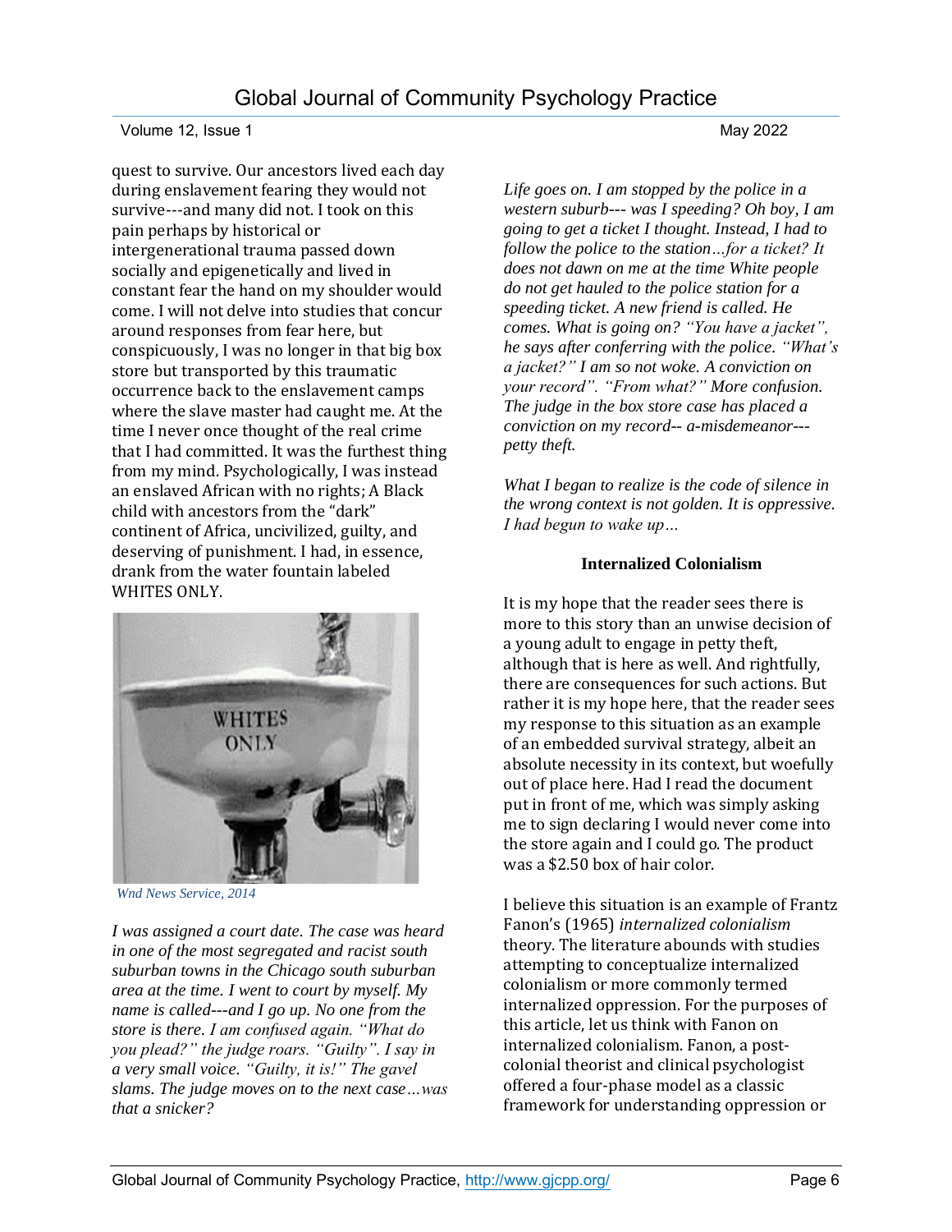quest to survive. Our ancestors lived each day during enslavement fearing they would not survive---and many did not. I took on this pain perhaps by historical or intergenerational trauma passed down socially and epigenetically and lived in constant fear the hand on my shoulder would come. I will not delve into studies that concur around responses from fear here, but conspicuously, I was no longer in that big box store but transported by this traumatic occurrence back to the enslavement camps where the slave master had caught me. At the time I never once thought of the real crime that I had committed. It was the furthest thing from my mind. Psychologically, I was instead an enslaved African with no rights; A Black child with ancestors from the "dark" continent of Africa, uncivilized, guilty, and deserving of punishment. I had, in essence, drank from the water fountain labeled WHITES ONLY.

*Wnd News Service, 2014*

*I was assigned a court date. The case was heard in one of the most segregated and racist south suburban towns in the Chicago south suburban area at the time. I went to court by myself. My name is called---and I go up. No one from the store is there. I am confused again. "What do you plead?" the judge roars. "Guilty". I say in a very small voice. "Guilty, it is!" The gavel slams. The judge moves on to the next case…was that a snicker?*

*Life goes on. I am stopped by the police in a western suburb--- was I speeding? Oh boy, I am going to get a ticket I thought. Instead, I had to follow the police to the station…for a ticket? It does not dawn on me at the time White people do not get hauled to the police station for a speeding ticket. A new friend is called. He comes. What is going on? "You have a jacket", he says after conferring with the police. "What's a jacket?" I am so not woke. A conviction on your record". "From what?" More confusion. The judge in the box store case has placed a conviction on my record-- a-misdemeanor--- petty theft.*

*What I began to realize is the code of silence in the wrong context is not golden. It is oppressive. I had begun to wake up…*

### Internalized Colonialism

It is my hope that the reader sees there is more to this story than an unwise decision of a young adult to engage in petty theft, although that is here as well. And rightfully, there are consequences for such actions. But rather it is my hope here, that the reader sees my response to this situation as an example of an embedded survival strategy, albeit an absolute necessity in its context, but woefully out of place here. Had I read the document put in front of me, which was simply asking me to sign declaring I would never come into the store again and I could go. The product was a $2.50 box of hair color.

I believe this situation is an example of Frantz Fanon's (1965) *internalized colonialism* theory. The literature abounds with studies attempting to conceptualize internalized colonialism or more commonly termed internalized oppression. For the purposes of this article, let us think with Fanon on internalized colonialism. Fanon, a post-colonial theorist and clinical psychologist offered a four-phase model as a classic framework for understanding oppression or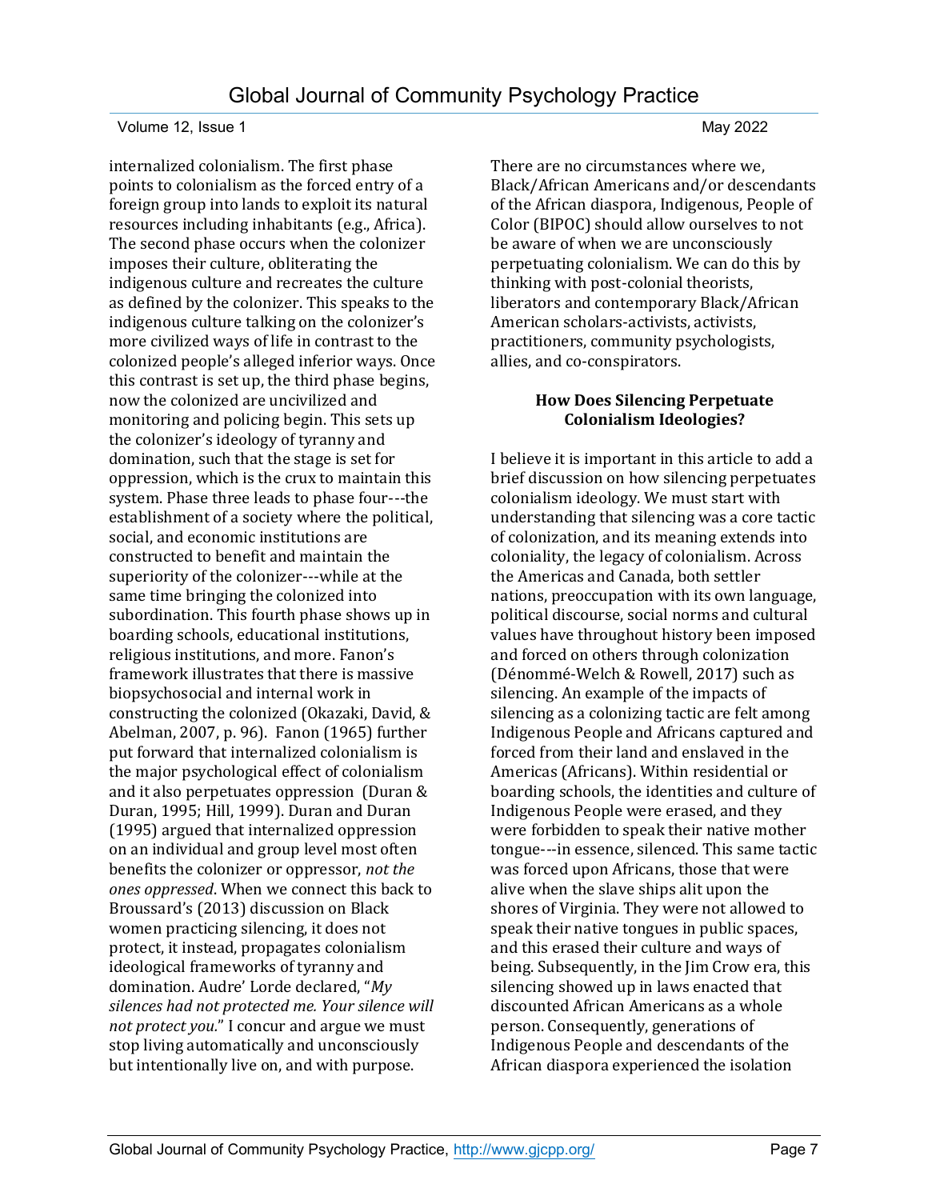internalized colonialism. The first phase points to colonialism as the forced entry of a foreign group into lands to exploit its natural resources including inhabitants (e.g., Africa). The second phase occurs when the colonizer imposes their culture, obliterating the indigenous culture and recreates the culture as defined by the colonizer. This speaks to the indigenous culture talking on the colonizer's more civilized ways of life in contrast to the colonized people's alleged inferior ways. Once this contrast is set up, the third phase begins, now the colonized are uncivilized and monitoring and policing begin. This sets up the colonizer's ideology of tyranny and domination, such that the stage is set for oppression, which is the crux to maintain this system. Phase three leads to phase four---the establishment of a society where the political, social, and economic institutions are constructed to benefit and maintain the superiority of the colonizer---while at the same time bringing the colonized into subordination. This fourth phase shows up in boarding schools, educational institutions, religious institutions, and more. Fanon's framework illustrates that there is massive biopsychosocial and internal work in constructing the colonized (Okazaki, David, & Abelman, 2007, p. 96). Fanon (1965) further put forward that internalized colonialism is the major psychological effect of colonialism and it also perpetuates oppression (Duran & Duran, 1995; Hill, 1999). Duran and Duran (1995) argued that internalized oppression on an individual and group level most often benefits the colonizer or oppressor, *not the ones oppressed*. When we connect this back to Broussard's (2013) discussion on Black women practicing silencing, it does not protect, it instead, propagates colonialism ideological frameworks of tyranny and domination. Audre' Lorde declared, "*My silences had not protected me. Your silence will not protect you.*" I concur and argue we must stop living automatically and unconsciously but intentionally live on, and with purpose.

There are no circumstances where we, Black/African Americans and/or descendants of the African diaspora, Indigenous, People of Color (BIPOC) should allow ourselves to not be aware of when we are unconsciously perpetuating colonialism. We can do this by thinking with post-colonial theorists, liberators and contemporary Black/African American scholars-activists, activists, practitioners, community psychologists, allies, and co-conspirators.

### How Does Silencing Perpetuate Colonialism Ideologies?

I believe it is important in this article to add a brief discussion on how silencing perpetuates colonialism ideology. We must start with understanding that silencing was a core tactic of colonization, and its meaning extends into coloniality, the legacy of colonialism. Across the Americas and Canada, both settler nations, preoccupation with its own language, political discourse, social norms and cultural values have throughout history been imposed and forced on others through colonization (Dénommé-Welch & Rowell, 2017) such as silencing. An example of the impacts of silencing as a colonizing tactic are felt among Indigenous People and Africans captured and forced from their land and enslaved in the Americas (Africans). Within residential or boarding schools, the identities and culture of Indigenous People were erased, and they were forbidden to speak their native mother tongue---in essence, silenced. This same tactic was forced upon Africans, those that were alive when the slave ships alit upon the shores of Virginia. They were not allowed to speak their native tongues in public spaces, and this erased their culture and ways of being. Subsequently, in the Jim Crow era, this silencing showed up in laws enacted that discounted African Americans as a whole person. Consequently, generations of Indigenous People and descendants of the African diaspora experienced the isolation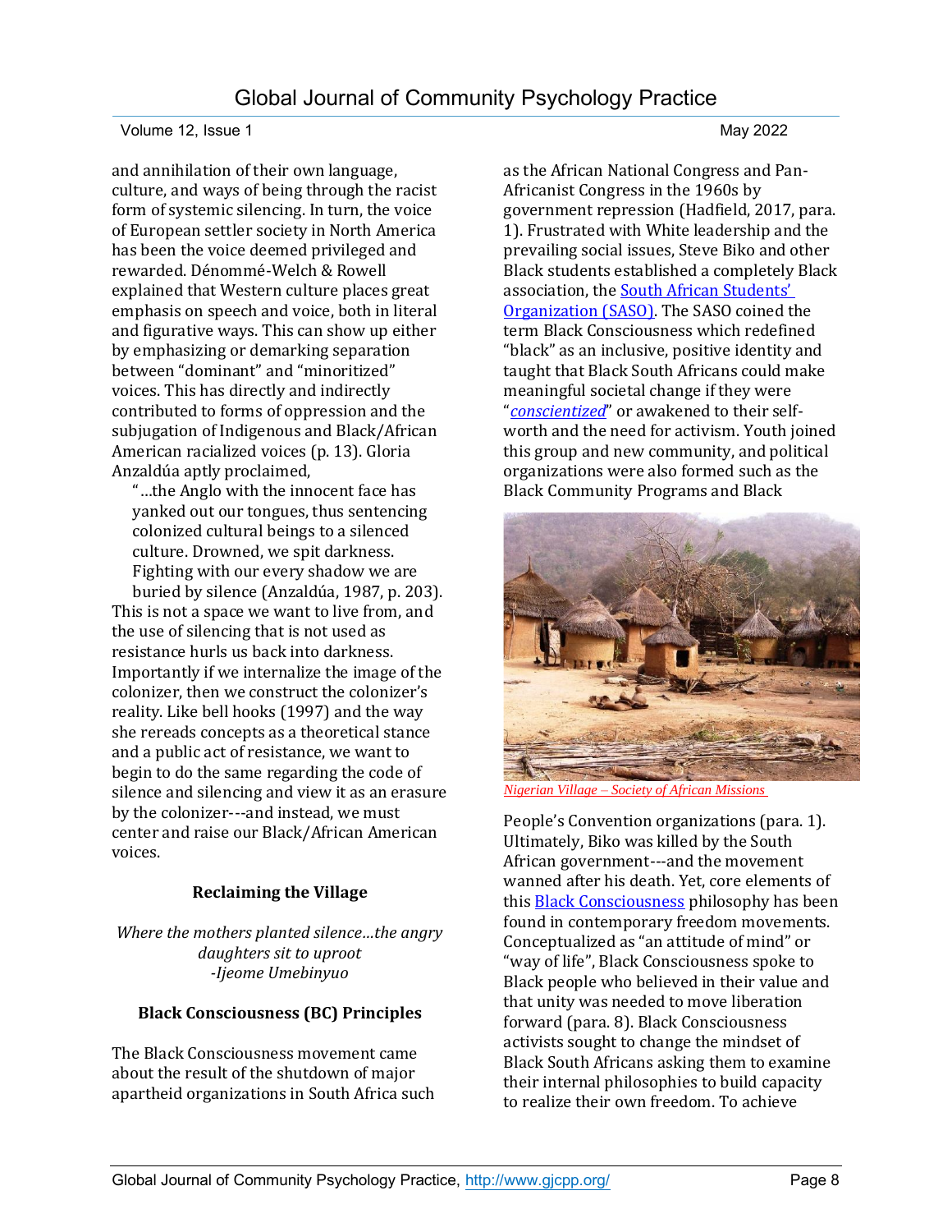and annihilation of their own language, culture, and ways of being through the racist form of systemic silencing. In turn, the voice of European settler society in North America has been the voice deemed privileged and rewarded. Dénommé-Welch & Rowell explained that Western culture places great emphasis on speech and voice, both in literal and figurative ways. This can show up either by emphasizing or demarking separation between "dominant" and "minoritized" voices. This has directly and indirectly contributed to forms of oppression and the subjugation of Indigenous and Black/African American racialized voices (p. 13). Gloria Anzaldúa aptly proclaimed,

> "…the Anglo with the innocent face has yanked out our tongues, thus sentencing colonized cultural beings to a silenced culture. Drowned, we spit darkness. Fighting with our every shadow we are buried by silence (Anzaldúa, 1987, p. 203).

This is not a space we want to live from, and the use of silencing that is not used as resistance hurls us back into darkness. Importantly if we internalize the image of the colonizer, then we construct the colonizer's reality. Like bell hooks (1997) and the way she rereads concepts as a theoretical stance and a public act of resistance, we want to begin to do the same regarding the code of silence and silencing and view it as an erasure by the colonizer---and instead, we must center and raise our Black/African American voices.

## Reclaiming the Village

*Where the mothers planted silence…the angry daughters sit to uproot*
*-Ijeome Umebinyuo*

### Black Consciousness (BC) Principles

The Black Consciousness movement came about the result of the shutdown of major apartheid organizations in South Africa such as the African National Congress and Pan-Africanist Congress in the 1960s by government repression (Hadfield, 2017, para. 1). Frustrated with White leadership and the prevailing social issues, Steve Biko and other Black students established a completely Black association, the South African Students' Organization (SASO). The SASO coined the term Black Consciousness which redefined "black" as an inclusive, positive identity and taught that Black South Africans could make meaningful societal change if they were "*conscientized*" or awakened to their self-worth and the need for activism. Youth joined this group and new community, and political organizations were also formed such as the Black Community Programs and Black People's Convention organizations (para. 1). Ultimately, Biko was killed by the South African government---and the movement wanned after his death. Yet, core elements of this Black Consciousness philosophy has been found in contemporary freedom movements. Conceptualized as "an attitude of mind" or "way of life", Black Consciousness spoke to Black people who believed in their value and that unity was needed to move liberation forward (para. 8). Black Consciousness activists sought to change the mindset of Black South Africans asking them to examine their internal philosophies to build capacity to realize their own freedom. To achieve

*Nigerian Village – Society of African Missions*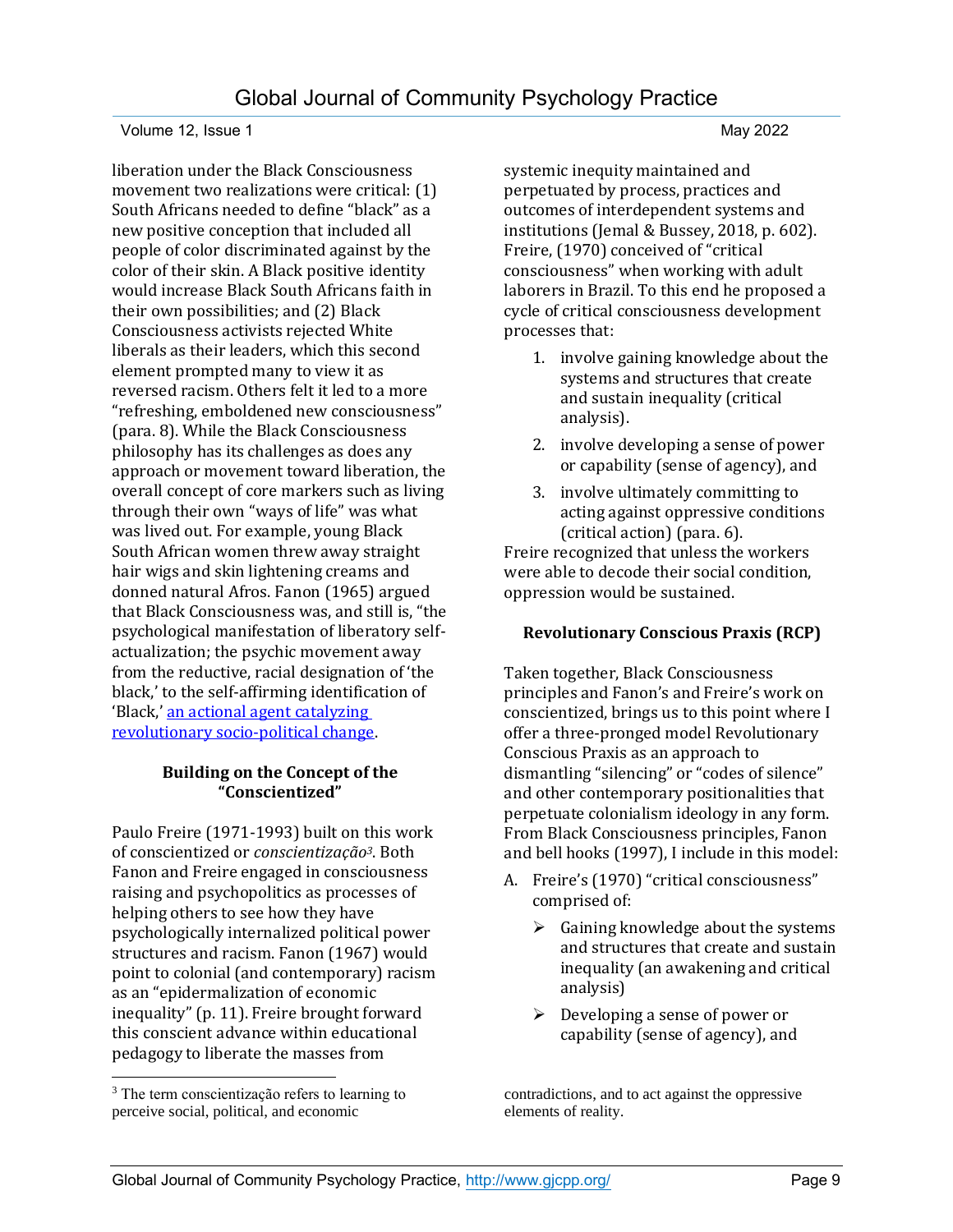liberation under the Black Consciousness movement two realizations were critical: (1) South Africans needed to define "black" as a new positive conception that included all people of color discriminated against by the color of their skin. A Black positive identity would increase Black South Africans faith in their own possibilities; and (2) Black Consciousness activists rejected White liberals as their leaders, which this second element prompted many to view it as reversed racism. Others felt it led to a more "refreshing, emboldened new consciousness" (para. 8). While the Black Consciousness philosophy has its challenges as does any approach or movement toward liberation, the overall concept of core markers such as living through their own "ways of life" was what was lived out. For example, young Black South African women threw away straight hair wigs and skin lightening creams and donned natural Afros. Fanon (1965) argued that Black Consciousness was, and still is, "the psychological manifestation of liberatory self-actualization; the psychic movement away from the reductive, racial designation of 'the black,' to the self-affirming identification of 'Black,' [an actional agent catalyzing revolutionary socio-political change](#).

### Building on the Concept of the "Conscientized"

Paulo Freire (1971-1993) built on this work of conscientized or *conscientização*[3]. Both Fanon and Freire engaged in consciousness raising and psychopolitics as processes of helping others to see how they have psychologically internalized political power structures and racism. Fanon (1967) would point to colonial (and contemporary) racism as an "epidermalization of economic inequality" (p. 11). Freire brought forward this conscient advance within educational pedagogy to liberate the masses from systemic inequity maintained and perpetuated by process, practices and outcomes of interdependent systems and institutions (Jemal & Bussey, 2018, p. 602). Freire, (1970) conceived of "critical consciousness" when working with adult laborers in Brazil. To this end he proposed a cycle of critical consciousness development processes that:

1. involve gaining knowledge about the systems and structures that create and sustain inequality (critical analysis).
2. involve developing a sense of power or capability (sense of agency), and
3. involve ultimately committing to acting against oppressive conditions (critical action) (para. 6).

Freire recognized that unless the workers were able to decode their social condition, oppression would be sustained.

### Revolutionary Conscious Praxis (RCP)

Taken together, Black Consciousness principles and Fanon's and Freire's work on conscientized, brings us to this point where I offer a three-pronged model Revolutionary Conscious Praxis as an approach to dismantling "silencing" or "codes of silence" and other contemporary positionalities that perpetuate colonialism ideology in any form. From Black Consciousness principles, Fanon and bell hooks (1997), I include in this model:

A. Freire's (1970) "critical consciousness" comprised of:
   - Gaining knowledge about the systems and structures that create and sustain inequality (an awakening and critical analysis)
   - Developing a sense of power or capability (sense of agency), and

[3] The term conscientização refers to learning to perceive social, political, and economic contradictions, and to act against the oppressive elements of reality.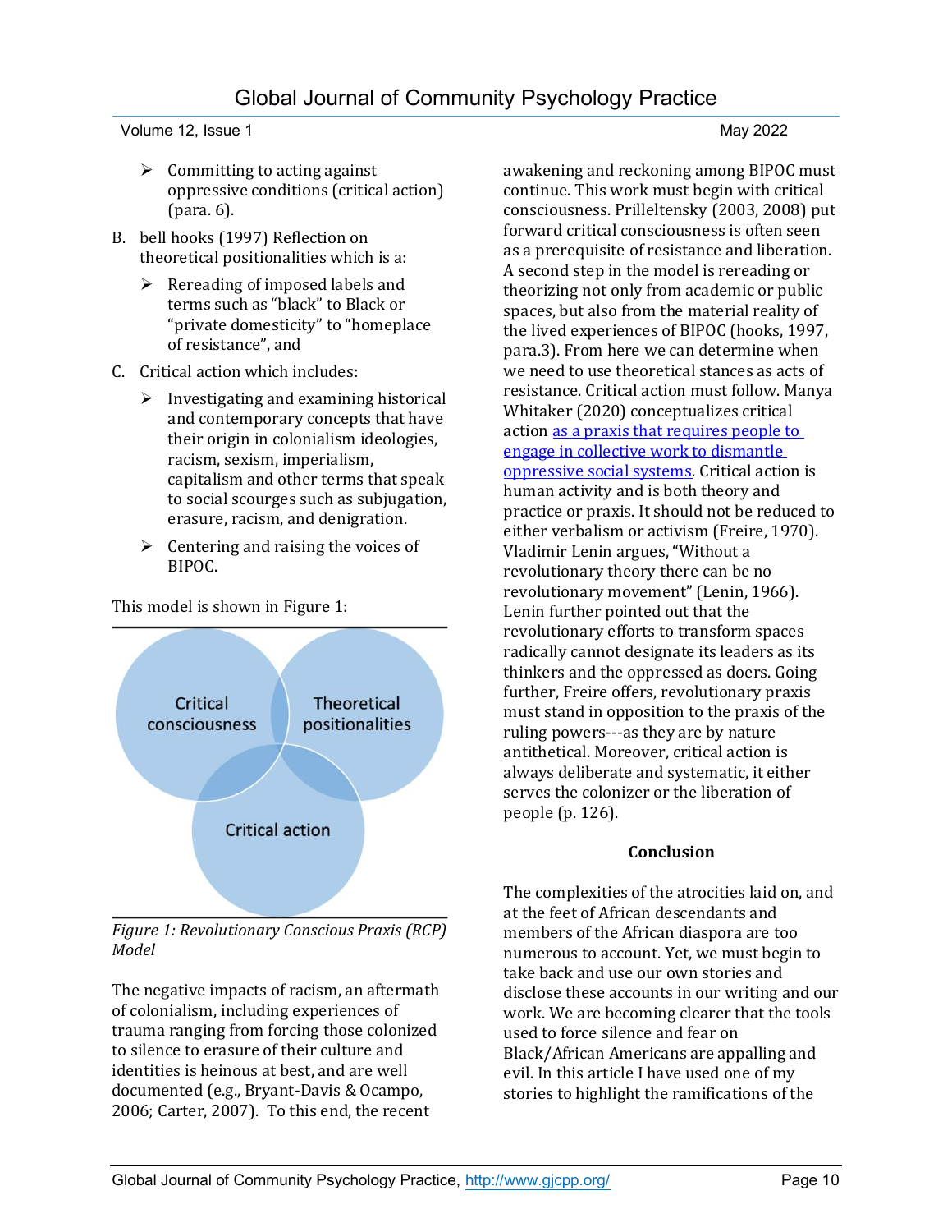- Committing to acting against oppressive conditions (critical action) (para. 6).

B. bell hooks (1997) Reflection on theoretical positionalities which is a:
   - Rereading of imposed labels and terms such as "black" to Black or "private domesticity" to "homeplace of resistance", and

C. Critical action which includes:
   - Investigating and examining historical and contemporary concepts that have their origin in colonialism ideologies, racism, sexism, imperialism, capitalism and other terms that speak to social scourges such as subjugation, erasure, racism, and denigration.
   - Centering and raising the voices of BIPOC.

This model is shown in Figure 1:

Critical consciousness | Theoretical positionalities | Critical action

*Figure 1: Revolutionary Conscious Praxis (RCP) Model*

The negative impacts of racism, an aftermath of colonialism, including experiences of trauma ranging from forcing those colonized to silence to erasure of their culture and identities is heinous at best, and are well documented (e.g., Bryant-Davis & Ocampo, 2006; Carter, 2007). To this end, the recent awakening and reckoning among BIPOC must continue. This work must begin with critical consciousness. Prilleltensky (2003, 2008) put forward critical consciousness is often seen as a prerequisite of resistance and liberation. A second step in the model is rereading or theorizing not only from academic or public spaces, but also from the material reality of the lived experiences of BIPOC (hooks, 1997, para.3). From here we can determine when we need to use theoretical stances as acts of resistance. Critical action must follow. Manya Whitaker (2020) conceptualizes critical action as a praxis that requires people to engage in collective work to dismantle oppressive social systems. Critical action is human activity and is both theory and practice or praxis. It should not be reduced to either verbalism or activism (Freire, 1970). Vladimir Lenin argues, "Without a revolutionary theory there can be no revolutionary movement" (Lenin, 1966). Lenin further pointed out that the revolutionary efforts to transform spaces radically cannot designate its leaders as its thinkers and the oppressed as doers. Going further, Freire offers, revolutionary praxis must stand in opposition to the praxis of the ruling powers---as they are by nature antithetical. Moreover, critical action is always deliberate and systematic, it either serves the colonizer or the liberation of people (p. 126).

## Conclusion

The complexities of the atrocities laid on, and at the feet of African descendants and members of the African diaspora are too numerous to account. Yet, we must begin to take back and use our own stories and disclose these accounts in our writing and our work. We are becoming clearer that the tools used to force silence and fear on Black/African Americans are appalling and evil. In this article I have used one of my stories to highlight the ramifications of the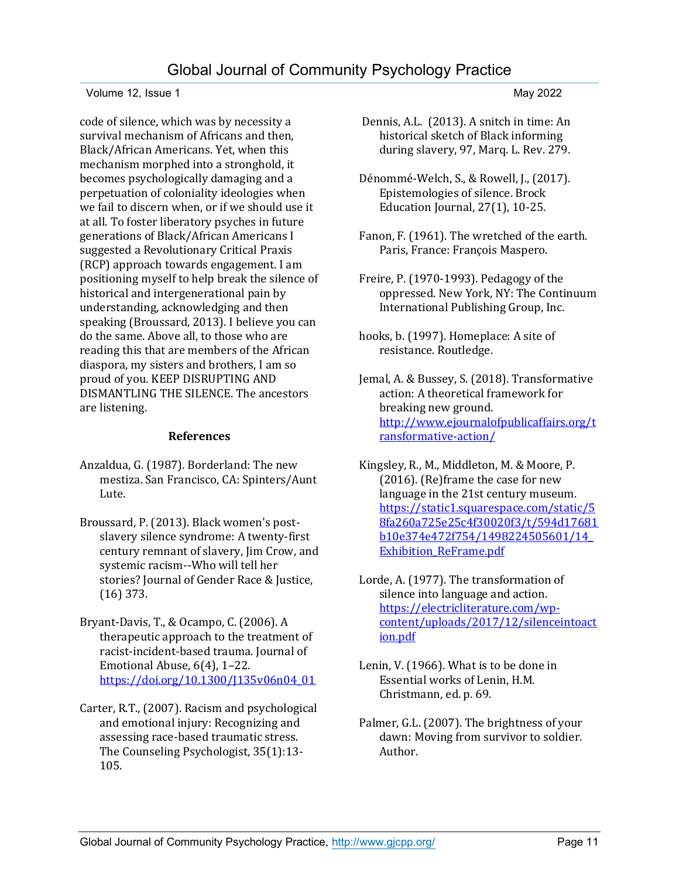code of silence, which was by necessity a survival mechanism of Africans and then, Black/African Americans. Yet, when this mechanism morphed into a stronghold, it becomes psychologically damaging and a perpetuation of coloniality ideologies when we fail to discern when, or if we should use it at all. To foster liberatory psyches in future generations of Black/African Americans I suggested a Revolutionary Critical Praxis (RCP) approach towards engagement. I am positioning myself to help break the silence of historical and intergenerational pain by understanding, acknowledging and then speaking (Broussard, 2013). I believe you can do the same. Above all, to those who are reading this that are members of the African diaspora, my sisters and brothers, I am so proud of you. KEEP DISRUPTING AND DISMANTLING THE SILENCE. The ancestors are listening.

## References

Anzaldua, G. (1987). Borderland: The new mestiza. San Francisco, CA: Spinters/Aunt Lute.

Broussard, P. (2013). Black women's post-slavery silence syndrome: A twenty-first century remnant of slavery, Jim Crow, and systemic racism--Who will tell her stories? Journal of Gender Race & Justice, (16) 373.

Bryant-Davis, T., & Ocampo, C. (2006). A therapeutic approach to the treatment of racist-incident-based trauma. Journal of Emotional Abuse, 6(4), 1–22. https://doi.org/10.1300/J135v06n04_01

Carter, R.T., (2007). Racism and psychological and emotional injury: Recognizing and assessing race-based traumatic stress. The Counseling Psychologist, 35(1):13-105.

Dennis, A.L. (2013). A snitch in time: An historical sketch of Black informing during slavery, 97, Marq. L. Rev. 279.

Dénommé-Welch, S., & Rowell, J., (2017). Epistemologies of silence. Brock Education Journal, 27(1), 10-25.

Fanon, F. (1961). The wretched of the earth. Paris, France: François Maspero.

Freire, P. (1970-1993). Pedagogy of the oppressed. New York, NY: The Continuum International Publishing Group, Inc.

hooks, b. (1997). Homeplace: A site of resistance. Routledge.

Jemal, A. & Bussey, S. (2018). Transformative action: A theoretical framework for breaking new ground. http://www.ejournalofpublicaffairs.org/transformative-action/

Kingsley, R., M., Middleton, M. & Moore, P. (2016). (Re)frame the case for new language in the 21st century museum. https://static1.squarespace.com/static/58fa260a725e25c4f30020f3/t/594d17681b10e374e472f754/1498224505601/14_Exhibition_ReFrame.pdf

Lorde, A. (1977). The transformation of silence into language and action. https://electricliterature.com/wp-content/uploads/2017/12/silenceintoaction.pdf

Lenin, V. (1966). What is to be done in Essential works of Lenin, H.M. Christmann, ed. p. 69.

Palmer, G.L. (2007). The brightness of your dawn: Moving from survivor to soldier. Author.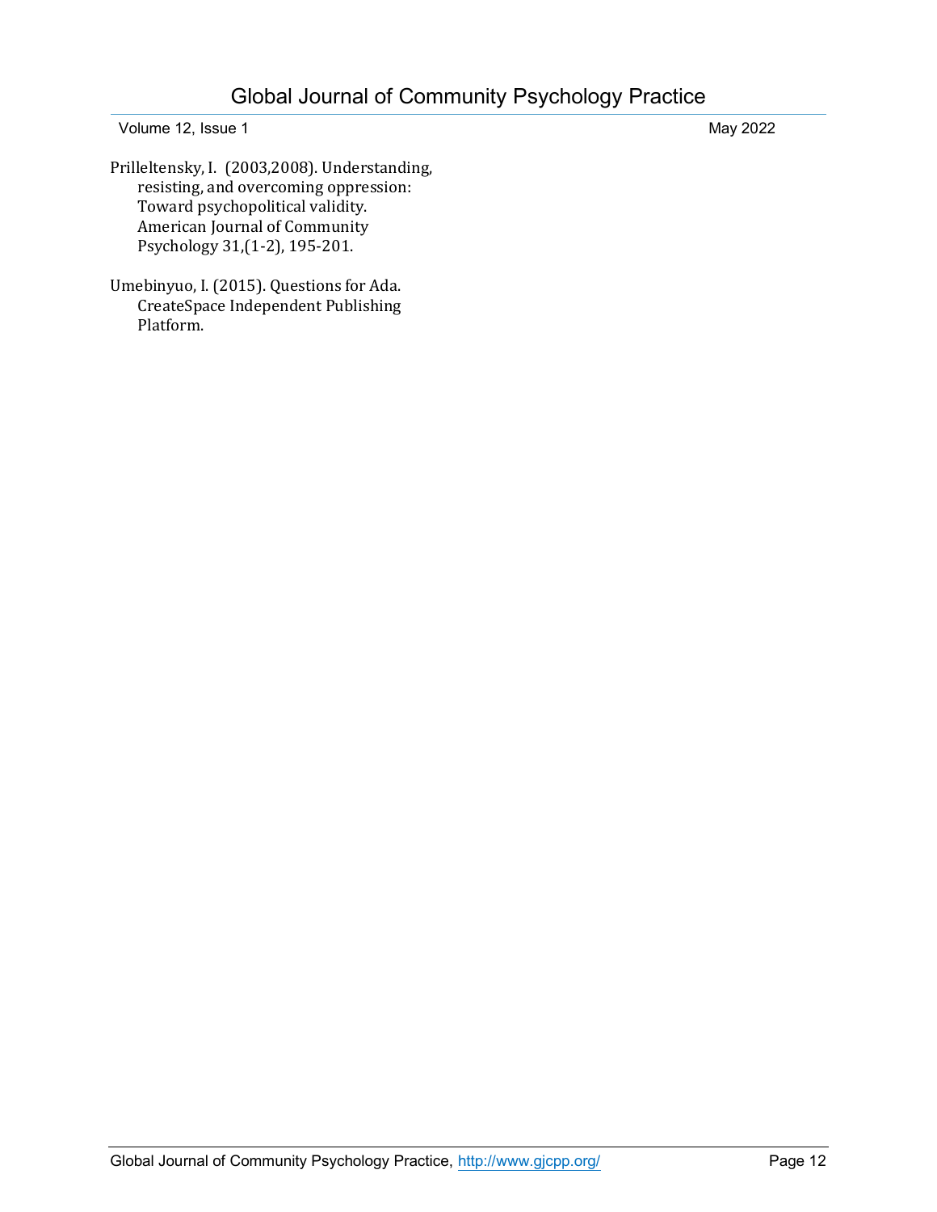Prilleltensky, I. (2003,2008). Understanding, resisting, and overcoming oppression: Toward psychopolitical validity. American Journal of Community Psychology 31,(1-2), 195-201.

Umebinyuo, I. (2015). Questions for Ada. CreateSpace Independent Publishing Platform.